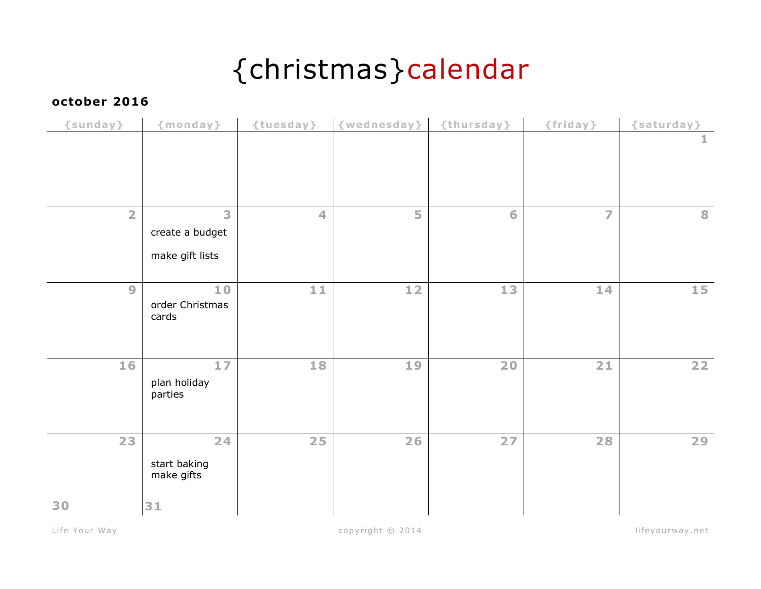# {christmas}calendar

**october 2016**

| {sunday} | {monday} | {tuesday} | {wednesday} | {thursday} | {friday} | {saturday} |
|---|---|---|---|---|---|---|
| | | | | | | 1 |
| 2 | 3<br>create a budget<br>make gift lists | 4 | 5 | 6 | 7 | 8 |
| 9 | 10<br>order Christmas cards | 11 | 12 | 13 | 14 | 15 |
| 16 | 17<br>plan holiday parties | 18 | 19 | 20 | 21 | 22 |
| 23<br>30 | 24<br>start baking<br>make gifts<br>31 | 25 | 26 | 27 | 28 | 29 |

Life Your Way | copyright © 2014 | lifeyourway.net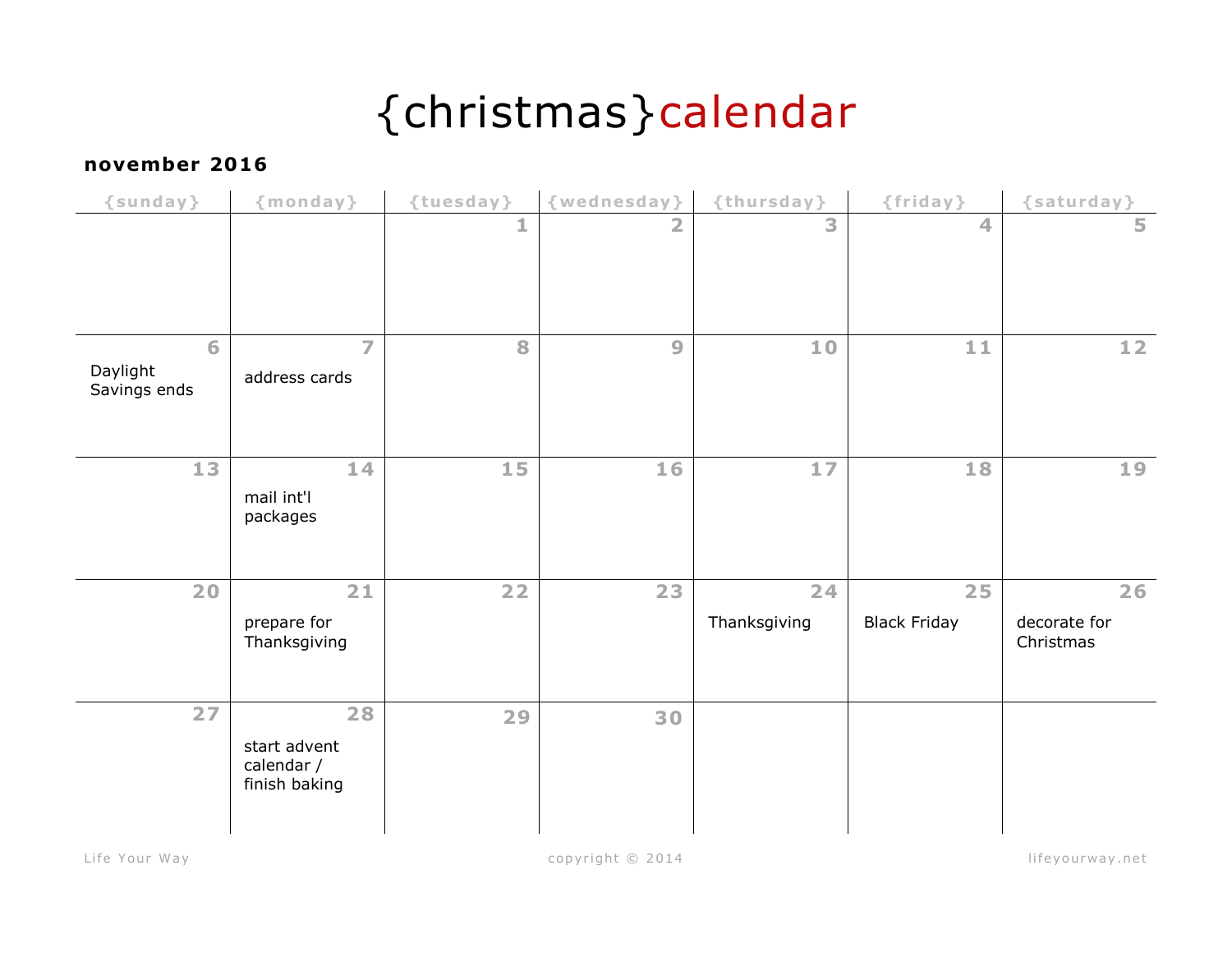# {christmas}calendar

**november 2016**

| {sunday} | {monday} | {tuesday} | {wednesday} | {thursday} | {friday} | {saturday} |
|---|---|---|---|---|---|---|
| | | 1 | 2 | 3 | 4 | 5 |
| 6 Daylight Savings ends | 7 address cards | 8 | 9 | 10 | 11 | 12 |
| 13 | 14 mail int'l packages | 15 | 16 | 17 | 18 | 19 |
| 20 | 21 prepare for Thanksgiving | 22 | 23 | 24 Thanksgiving | 25 Black Friday | 26 decorate for Christmas |
| 27 | 28 start advent calendar / finish baking | 29 | 30 | | | |

Life Your Way copyright © 2014 lifeyourway.net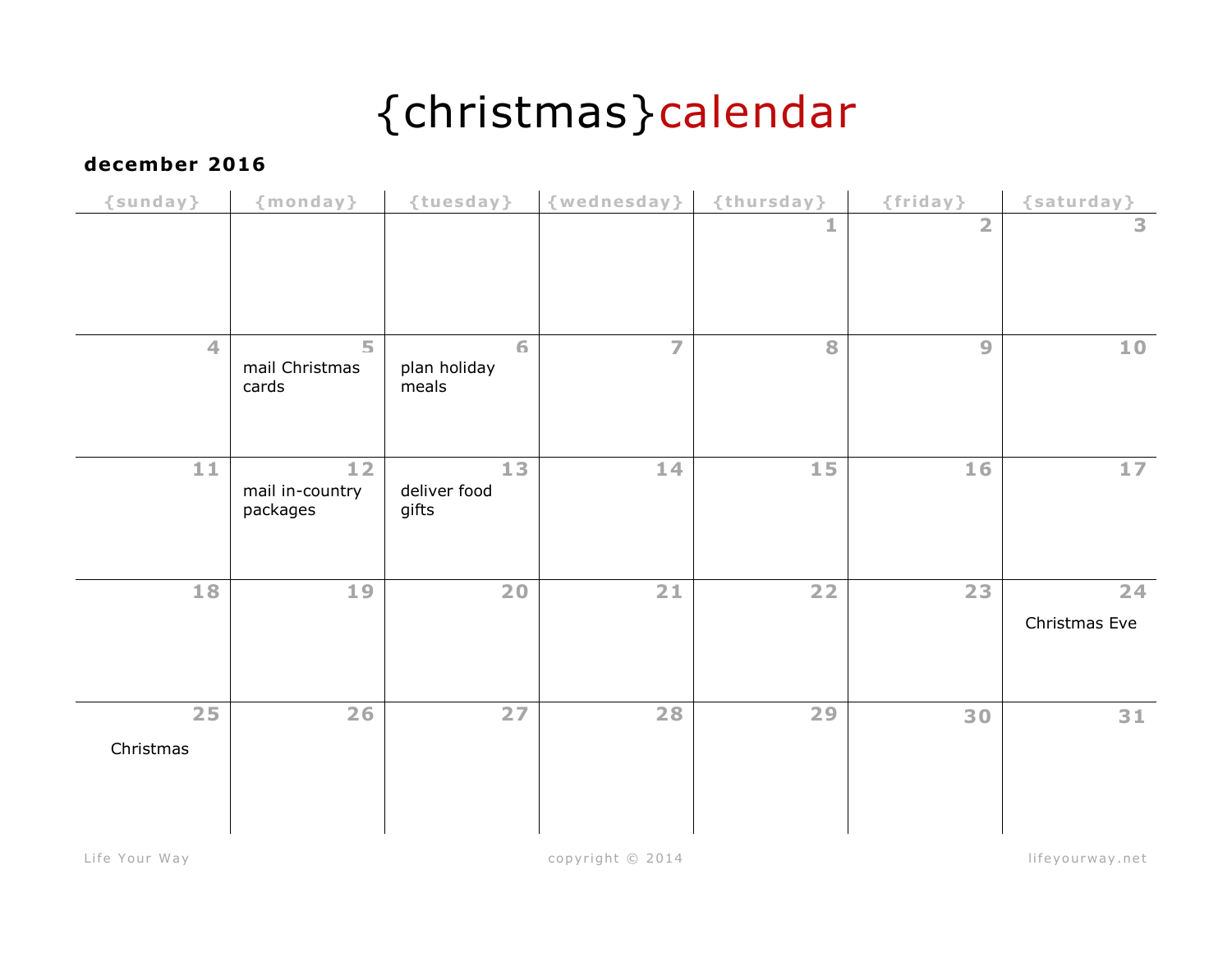# {christmas}calendar

**december 2016**

| {sunday} | {monday} | {tuesday} | {wednesday} | {thursday} | {friday} | {saturday} |
|---|---|---|---|---|---|---|
| | | | | 1 | 2 | 3 |
| 4 | 5 mail Christmas cards | 6 plan holiday meals | 7 | 8 | 9 | 10 |
| 11 | 12 mail in-country packages | 13 deliver food gifts | 14 | 15 | 16 | 17 |
| 18 | 19 | 20 | 21 | 22 | 23 | 24 Christmas Eve |
| 25 Christmas | 26 | 27 | 28 | 29 | 30 | 31 |

Life Your Way    copyright © 2014    lifeyourway.net